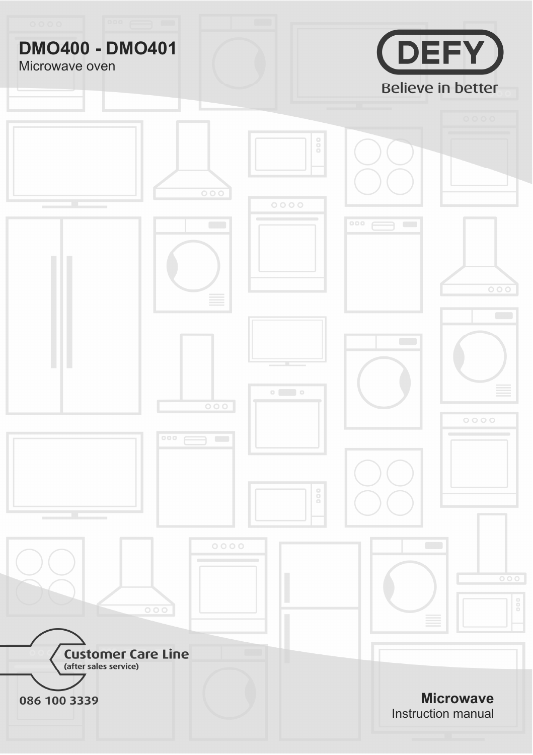# DMO400 - DMO401

Microwave oven

DEFY

Believe in better

Customer Care Line
(after sales service)

086 100 3339

**Microwave**

Instruction manual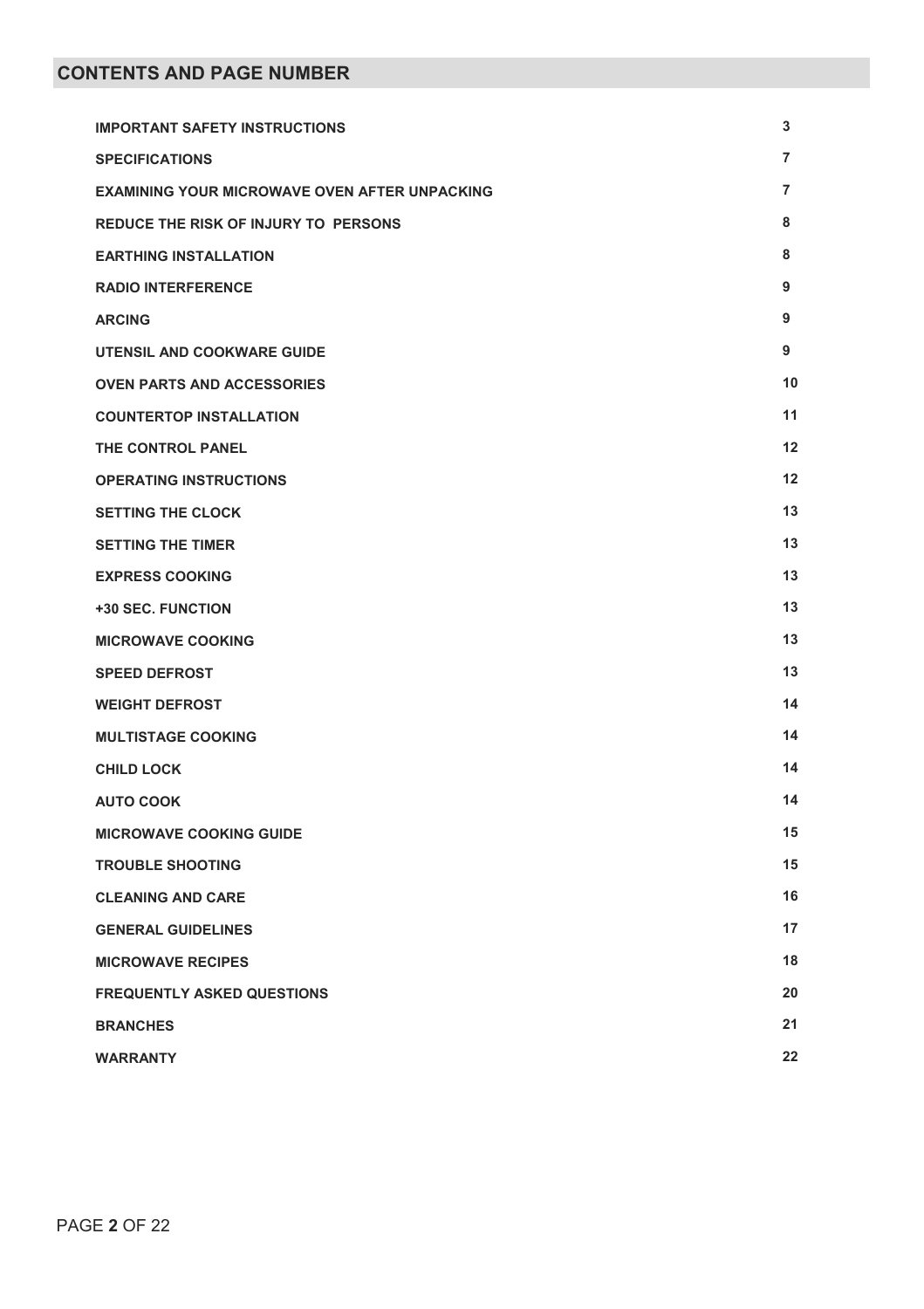## CONTENTS AND PAGE NUMBER

| | |
|---|---|
| **IMPORTANT SAFETY INSTRUCTIONS** | **3** |
| **SPECIFICATIONS** | **7** |
| **EXAMINING YOUR MICROWAVE OVEN AFTER UNPACKING** | **7** |
| **REDUCE THE RISK OF INJURY TO PERSONS** | **8** |
| **EARTHING INSTALLATION** | **8** |
| **RADIO INTERFERENCE** | **9** |
| **ARCING** | **9** |
| **UTENSIL AND COOKWARE GUIDE** | **9** |
| **OVEN PARTS AND ACCESSORIES** | **10** |
| **COUNTERTOP INSTALLATION** | **11** |
| **THE CONTROL PANEL** | **12** |
| **OPERATING INSTRUCTIONS** | **12** |
| **SETTING THE CLOCK** | **13** |
| **SETTING THE TIMER** | **13** |
| **EXPRESS COOKING** | **13** |
| **+30 SEC. FUNCTION** | **13** |
| **MICROWAVE COOKING** | **13** |
| **SPEED DEFROST** | **13** |
| **WEIGHT DEFROST** | **14** |
| **MULTISTAGE COOKING** | **14** |
| **CHILD LOCK** | **14** |
| **AUTO COOK** | **14** |
| **MICROWAVE COOKING GUIDE** | **15** |
| **TROUBLE SHOOTING** | **15** |
| **CLEANING AND CARE** | **16** |
| **GENERAL GUIDELINES** | **17** |
| **MICROWAVE RECIPES** | **18** |
| **FREQUENTLY ASKED QUESTIONS** | **20** |
| **BRANCHES** | **21** |
| **WARRANTY** | **22** |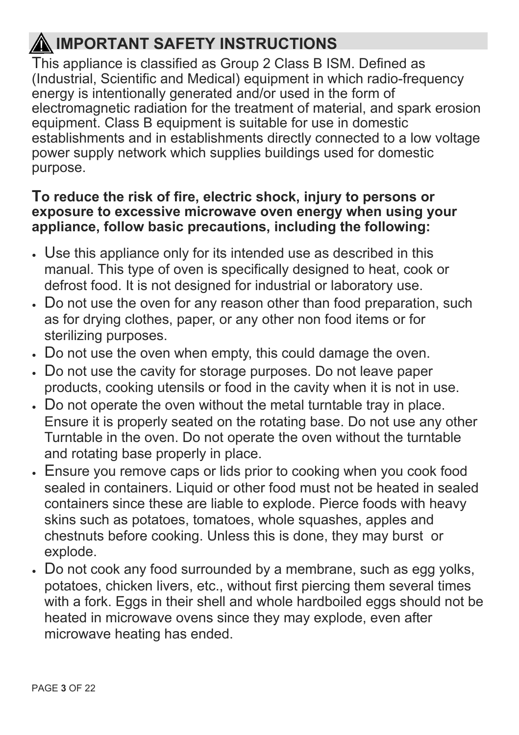# ⚠ IMPORTANT SAFETY INSTRUCTIONS

This appliance is classified as Group 2 Class B ISM. Defined as (Industrial, Scientific and Medical) equipment in which radio-frequency energy is intentionally generated and/or used in the form of electromagnetic radiation for the treatment of material, and spark erosion equipment. Class B equipment is suitable for use in domestic establishments and in establishments directly connected to a low voltage power supply network which supplies buildings used for domestic purpose.

**To reduce the risk of fire, electric shock, injury to persons or exposure to excessive microwave oven energy when using your appliance, follow basic precautions, including the following:**

- Use this appliance only for its intended use as described in this manual. This type of oven is specifically designed to heat, cook or defrost food. It is not designed for industrial or laboratory use.
- Do not use the oven for any reason other than food preparation, such as for drying clothes, paper, or any other non food items or for sterilizing purposes.
- Do not use the oven when empty, this could damage the oven.
- Do not use the cavity for storage purposes. Do not leave paper products, cooking utensils or food in the cavity when it is not in use.
- Do not operate the oven without the metal turntable tray in place. Ensure it is properly seated on the rotating base. Do not use any other Turntable in the oven. Do not operate the oven without the turntable and rotating base properly in place.
- Ensure you remove caps or lids prior to cooking when you cook food sealed in containers. Liquid or other food must not be heated in sealed containers since these are liable to explode. Pierce foods with heavy skins such as potatoes, tomatoes, whole squashes, apples and chestnuts before cooking. Unless this is done, they may burst or explode.
- Do not cook any food surrounded by a membrane, such as egg yolks, potatoes, chicken livers, etc., without first piercing them several times with a fork. Eggs in their shell and whole hardboiled eggs should not be heated in microwave ovens since they may explode, even after microwave heating has ended.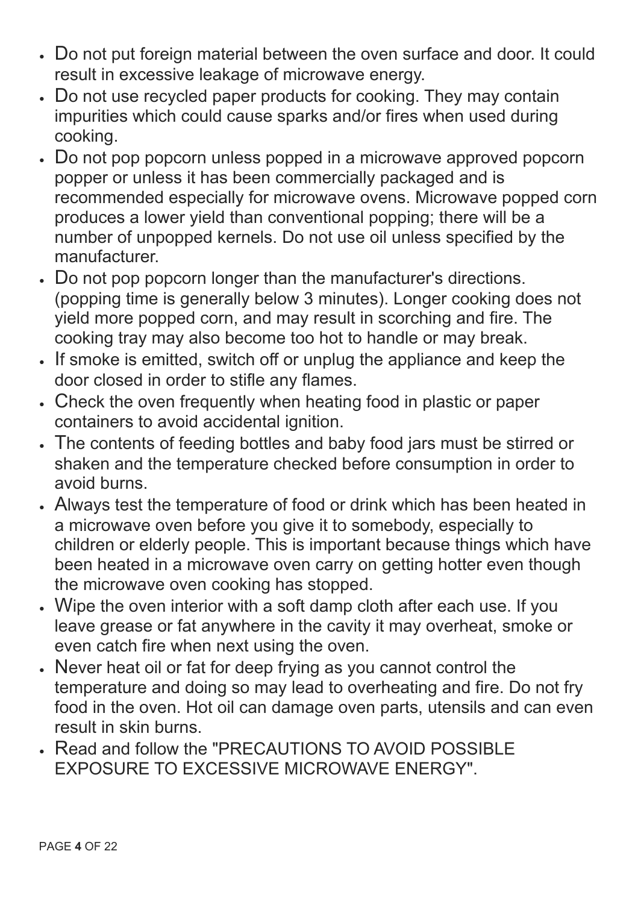- Do not put foreign material between the oven surface and door. It could result in excessive leakage of microwave energy.
- Do not use recycled paper products for cooking. They may contain impurities which could cause sparks and/or fires when used during cooking.
- Do not pop popcorn unless popped in a microwave approved popcorn popper or unless it has been commercially packaged and is recommended especially for microwave ovens. Microwave popped corn produces a lower yield than conventional popping; there will be a number of unpopped kernels. Do not use oil unless specified by the manufacturer.
- Do not pop popcorn longer than the manufacturer's directions. (popping time is generally below 3 minutes). Longer cooking does not yield more popped corn, and may result in scorching and fire. The cooking tray may also become too hot to handle or may break.
- If smoke is emitted, switch off or unplug the appliance and keep the door closed in order to stifle any flames.
- Check the oven frequently when heating food in plastic or paper containers to avoid accidental ignition.
- The contents of feeding bottles and baby food jars must be stirred or shaken and the temperature checked before consumption in order to avoid burns.
- Always test the temperature of food or drink which has been heated in a microwave oven before you give it to somebody, especially to children or elderly people. This is important because things which have been heated in a microwave oven carry on getting hotter even though the microwave oven cooking has stopped.
- Wipe the oven interior with a soft damp cloth after each use. If you leave grease or fat anywhere in the cavity it may overheat, smoke or even catch fire when next using the oven.
- Never heat oil or fat for deep frying as you cannot control the temperature and doing so may lead to overheating and fire. Do not fry food in the oven. Hot oil can damage oven parts, utensils and can even result in skin burns.
- Read and follow the "PRECAUTIONS TO AVOID POSSIBLE EXPOSURE TO EXCESSIVE MICROWAVE ENERGY".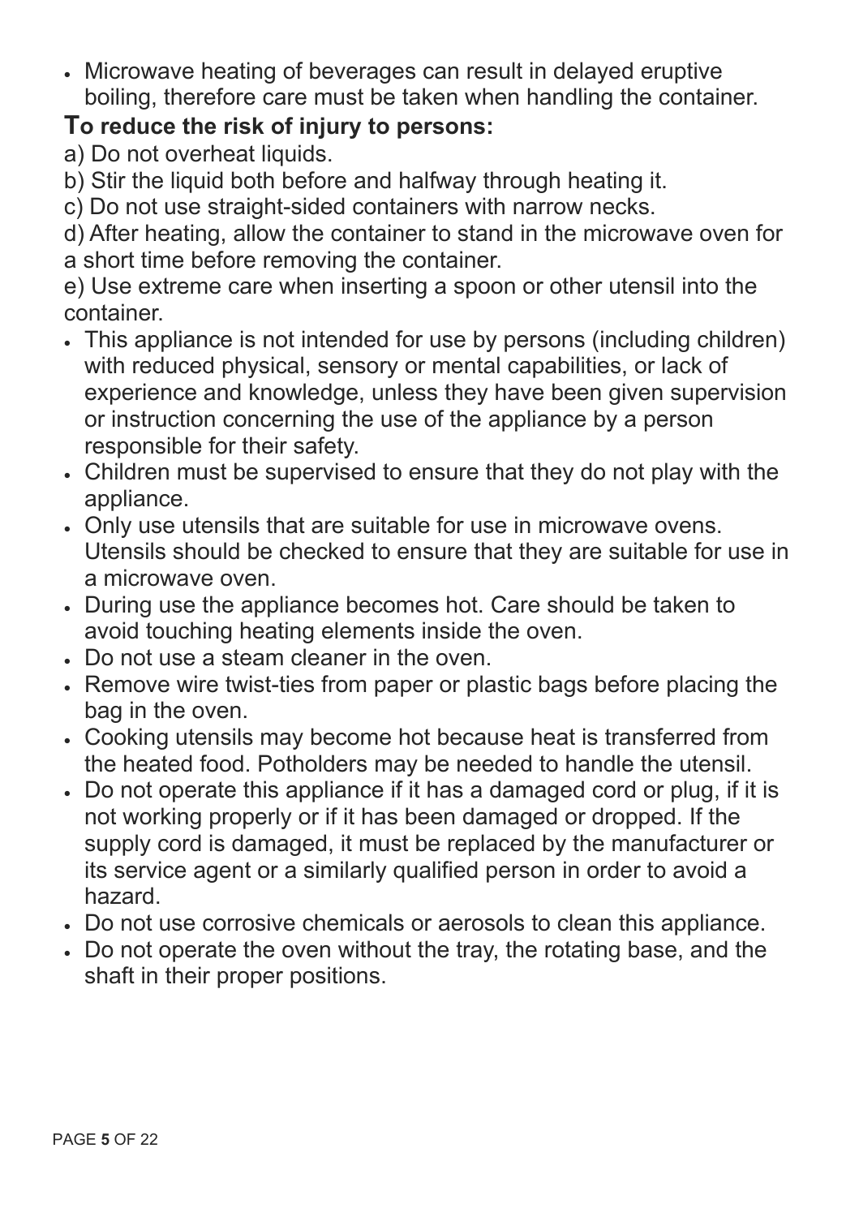- Microwave heating of beverages can result in delayed eruptive boiling, therefore care must be taken when handling the container.

**To reduce the risk of injury to persons:**

a) Do not overheat liquids.

b) Stir the liquid both before and halfway through heating it.

c) Do not use straight-sided containers with narrow necks.

d) After heating, allow the container to stand in the microwave oven for a short time before removing the container.

e) Use extreme care when inserting a spoon or other utensil into the container.

- This appliance is not intended for use by persons (including children) with reduced physical, sensory or mental capabilities, or lack of experience and knowledge, unless they have been given supervision or instruction concerning the use of the appliance by a person responsible for their safety.
- Children must be supervised to ensure that they do not play with the appliance.
- Only use utensils that are suitable for use in microwave ovens. Utensils should be checked to ensure that they are suitable for use in a microwave oven.
- During use the appliance becomes hot. Care should be taken to avoid touching heating elements inside the oven.
- Do not use a steam cleaner in the oven.
- Remove wire twist-ties from paper or plastic bags before placing the bag in the oven.
- Cooking utensils may become hot because heat is transferred from the heated food. Potholders may be needed to handle the utensil.
- Do not operate this appliance if it has a damaged cord or plug, if it is not working properly or if it has been damaged or dropped. If the supply cord is damaged, it must be replaced by the manufacturer or its service agent or a similarly qualified person in order to avoid a hazard.
- Do not use corrosive chemicals or aerosols to clean this appliance.
- Do not operate the oven without the tray, the rotating base, and the shaft in their proper positions.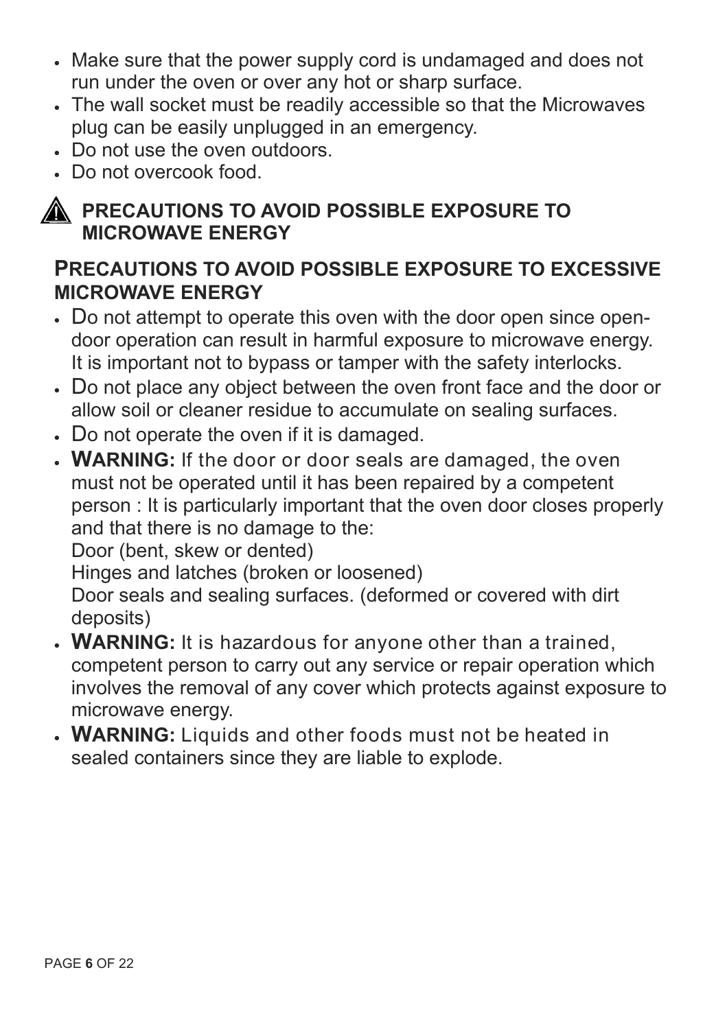- Make sure that the power supply cord is undamaged and does not run under the oven or over any hot or sharp surface.
- The wall socket must be readily accessible so that the Microwaves plug can be easily unplugged in an emergency.
- Do not use the oven outdoors.
- Do not overcook food.

## PRECAUTIONS TO AVOID POSSIBLE EXPOSURE TO MICROWAVE ENERGY

### PRECAUTIONS TO AVOID POSSIBLE EXPOSURE TO EXCESSIVE MICROWAVE ENERGY

- Do not attempt to operate this oven with the door open since open-door operation can result in harmful exposure to microwave energy. It is important not to bypass or tamper with the safety interlocks.
- Do not place any object between the oven front face and the door or allow soil or cleaner residue to accumulate on sealing surfaces.
- Do not operate the oven if it is damaged.
- **WARNING:** If the door or door seals are damaged, the oven must not be operated until it has been repaired by a competent person : It is particularly important that the oven door closes properly and that there is no damage to the:
  Door (bent, skew or dented)
  Hinges and latches (broken or loosened)
  Door seals and sealing surfaces. (deformed or covered with dirt deposits)
- **WARNING:** It is hazardous for anyone other than a trained, competent person to carry out any service or repair operation which involves the removal of any cover which protects against exposure to microwave energy.
- **WARNING:** Liquids and other foods must not be heated in sealed containers since they are liable to explode.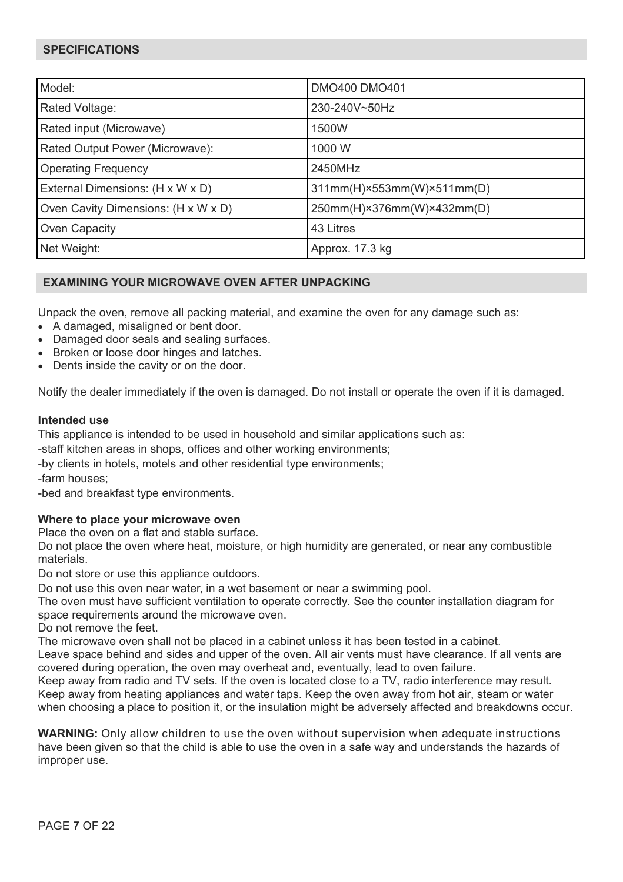## SPECIFICATIONS

| | |
|---|---|
| Model: | DMO400 DMO401 |
| Rated Voltage: | 230-240V~50Hz |
| Rated input (Microwave) | 1500W |
| Rated Output Power (Microwave): | 1000 W |
| Operating Frequency | 2450MHz |
| External Dimensions: (H x W x D) | 311mm(H)×553mm(W)×511mm(D) |
| Oven Cavity Dimensions: (H x W x D) | 250mm(H)×376mm(W)×432mm(D) |
| Oven Capacity | 43 Litres |
| Net Weight: | Approx. 17.3 kg |

## EXAMINING YOUR MICROWAVE OVEN AFTER UNPACKING

Unpack the oven, remove all packing material, and examine the oven for any damage such as:

- A damaged, misaligned or bent door.
- Damaged door seals and sealing surfaces.
- Broken or loose door hinges and latches.
- Dents inside the cavity or on the door.

Notify the dealer immediately if the oven is damaged. Do not install or operate the oven if it is damaged.

**Intended use**

This appliance is intended to be used in household and similar applications such as:

-staff kitchen areas in shops, offices and other working environments;

-by clients in hotels, motels and other residential type environments;

-farm houses;

-bed and breakfast type environments.

**Where to place your microwave oven**

Place the oven on a flat and stable surface.

Do not place the oven where heat, moisture, or high humidity are generated, or near any combustible materials.

Do not store or use this appliance outdoors.

Do not use this oven near water, in a wet basement or near a swimming pool.

The oven must have sufficient ventilation to operate correctly. See the counter installation diagram for space requirements around the microwave oven.

Do not remove the feet.

The microwave oven shall not be placed in a cabinet unless it has been tested in a cabinet.

Leave space behind and sides and upper of the oven. All air vents must have clearance. If all vents are covered during operation, the oven may overheat and, eventually, lead to oven failure.

Keep away from radio and TV sets. If the oven is located close to a TV, radio interference may result.

Keep away from heating appliances and water taps. Keep the oven away from hot air, steam or water when choosing a place to position it, or the insulation might be adversely affected and breakdowns occur.

**WARNING:** Only allow children to use the oven without supervision when adequate instructions have been given so that the child is able to use the oven in a safe way and understands the hazards of improper use.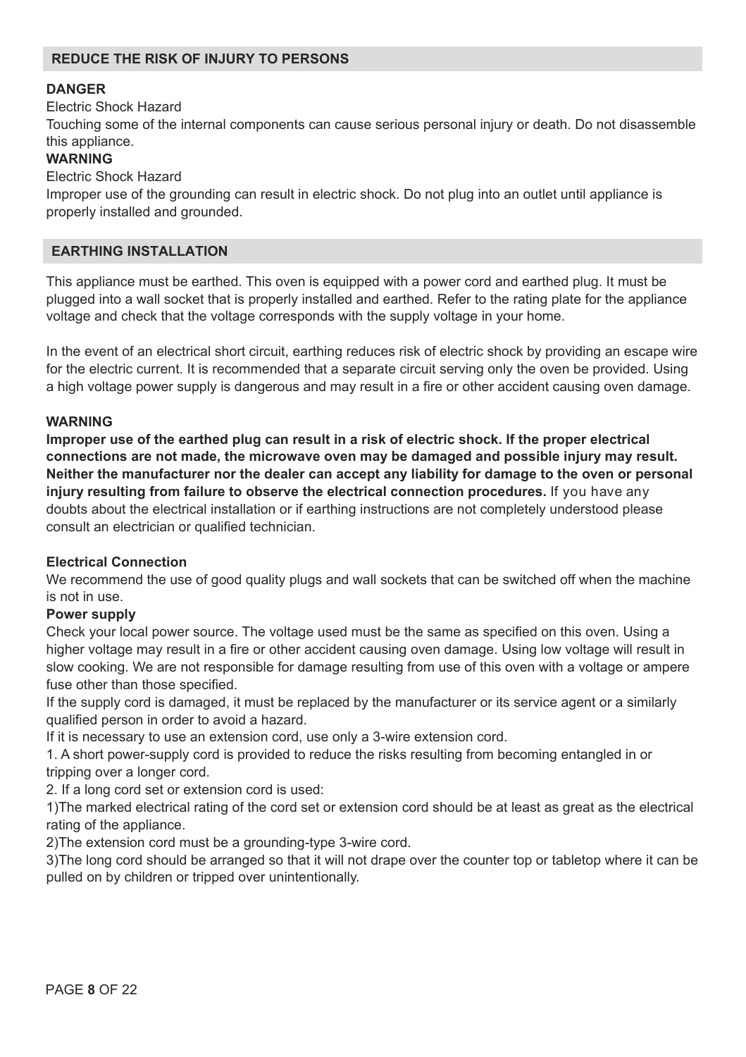## REDUCE THE RISK OF INJURY TO PERSONS

**DANGER**

Electric Shock Hazard

Touching some of the internal components can cause serious personal injury or death. Do not disassemble this appliance.

**WARNING**

Electric Shock Hazard

Improper use of the grounding can result in electric shock. Do not plug into an outlet until appliance is properly installed and grounded.

## EARTHING INSTALLATION

This appliance must be earthed. This oven is equipped with a power cord and earthed plug. It must be plugged into a wall socket that is properly installed and earthed. Refer to the rating plate for the appliance voltage and check that the voltage corresponds with the supply voltage in your home.

In the event of an electrical short circuit, earthing reduces risk of electric shock by providing an escape wire for the electric current. It is recommended that a separate circuit serving only the oven be provided. Using a high voltage power supply is dangerous and may result in a fire or other accident causing oven damage.

**WARNING**

**Improper use of the earthed plug can result in a risk of electric shock. If the proper electrical connections are not made, the microwave oven may be damaged and possible injury may result. Neither the manufacturer nor the dealer can accept any liability for damage to the oven or personal injury resulting from failure to observe the electrical connection procedures.** If you have any doubts about the electrical installation or if earthing instructions are not completely understood please consult an electrician or qualified technician.

**Electrical Connection**

We recommend the use of good quality plugs and wall sockets that can be switched off when the machine is not in use.

**Power supply**

Check your local power source. The voltage used must be the same as specified on this oven. Using a higher voltage may result in a fire or other accident causing oven damage. Using low voltage will result in slow cooking. We are not responsible for damage resulting from use of this oven with a voltage or ampere fuse other than those specified.

If the supply cord is damaged, it must be replaced by the manufacturer or its service agent or a similarly qualified person in order to avoid a hazard.

If it is necessary to use an extension cord, use only a 3-wire extension cord.

1. A short power-supply cord is provided to reduce the risks resulting from becoming entangled in or tripping over a longer cord.

2. If a long cord set or extension cord is used:

1)The marked electrical rating of the cord set or extension cord should be at least as great as the electrical rating of the appliance.

2)The extension cord must be a grounding-type 3-wire cord.

3)The long cord should be arranged so that it will not drape over the counter top or tabletop where it can be pulled on by children or tripped over unintentionally.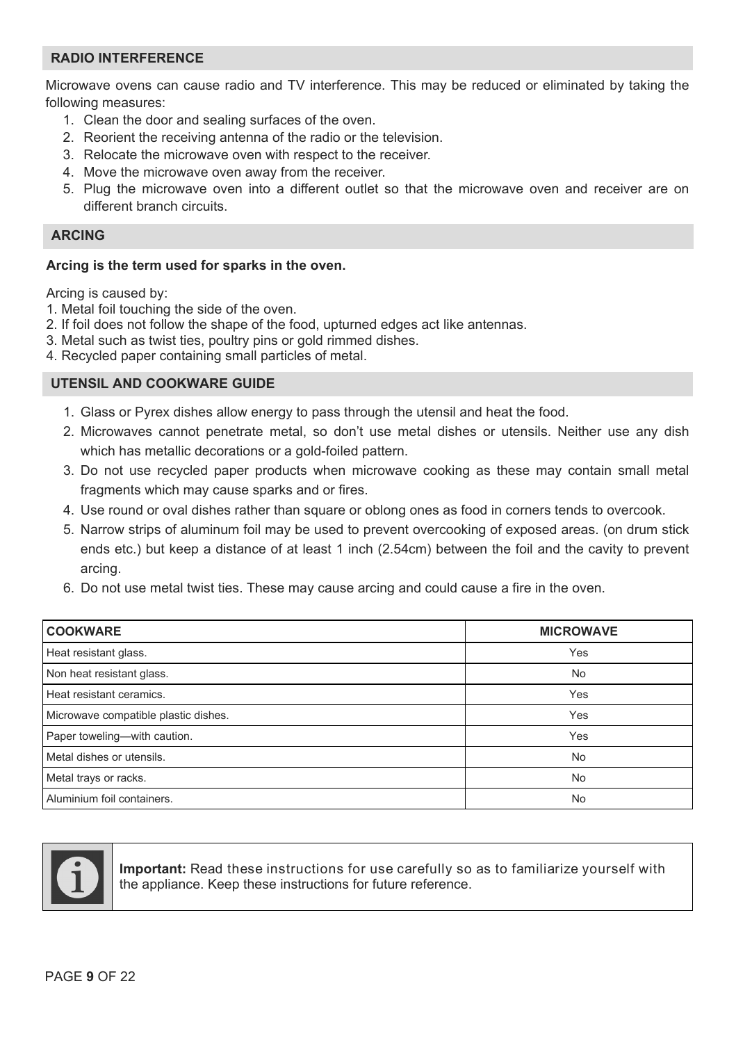## RADIO INTERFERENCE

Microwave ovens can cause radio and TV interference. This may be reduced or eliminated by taking the following measures:

1. Clean the door and sealing surfaces of the oven.
2. Reorient the receiving antenna of the radio or the television.
3. Relocate the microwave oven with respect to the receiver.
4. Move the microwave oven away from the receiver.
5. Plug the microwave oven into a different outlet so that the microwave oven and receiver are on different branch circuits.

## ARCING

**Arcing is the term used for sparks in the oven.**

Arcing is caused by:

1. Metal foil touching the side of the oven.
2. If foil does not follow the shape of the food, upturned edges act like antennas.
3. Metal such as twist ties, poultry pins or gold rimmed dishes.
4. Recycled paper containing small particles of metal.

## UTENSIL AND COOKWARE GUIDE

1. Glass or Pyrex dishes allow energy to pass through the utensil and heat the food.
2. Microwaves cannot penetrate metal, so don't use metal dishes or utensils. Neither use any dish which has metallic decorations or a gold-foiled pattern.
3. Do not use recycled paper products when microwave cooking as these may contain small metal fragments which may cause sparks and or fires.
4. Use round or oval dishes rather than square or oblong ones as food in corners tends to overcook.
5. Narrow strips of aluminum foil may be used to prevent overcooking of exposed areas. (on drum stick ends etc.) but keep a distance of at least 1 inch (2.54cm) between the foil and the cavity to prevent arcing.
6. Do not use metal twist ties. These may cause arcing and could cause a fire in the oven.

| COOKWARE | MICROWAVE |
|---|---|
| Heat resistant glass. | Yes |
| Non heat resistant glass. | No |
| Heat resistant ceramics. | Yes |
| Microwave compatible plastic dishes. | Yes |
| Paper toweling—with caution. | Yes |
| Metal dishes or utensils. | No |
| Metal trays or racks. | No |
| Aluminium foil containers. | No |

**Important:** Read these instructions for use carefully so as to familiarize yourself with the appliance. Keep these instructions for future reference.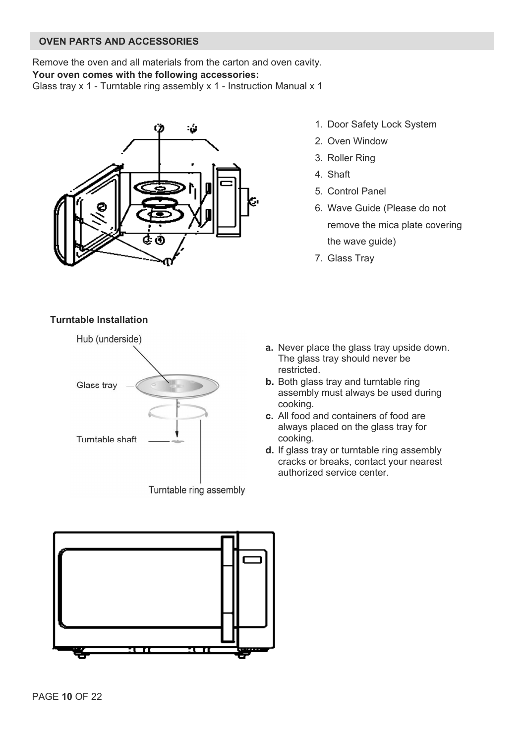## OVEN PARTS AND ACCESSORIES

Remove the oven and all materials from the carton and oven cavity.
**Your oven comes with the following accessories:**
Glass tray x 1 - Turntable ring assembly x 1 - Instruction Manual x 1

1. Door Safety Lock System
2. Oven Window
3. Roller Ring
4. Shaft
5. Control Panel
6. Wave Guide (Please do not remove the mica plate covering the wave guide)
7. Glass Tray

### Turntable Installation

Hub (underside)
Glass tray
Turntable shaft
Turntable ring assembly

**a.** Never place the glass tray upside down. The glass tray should never be restricted.
**b.** Both glass tray and turntable ring assembly must always be used during cooking.
**c.** All food and containers of food are always placed on the glass tray for cooking.
**d.** If glass tray or turntable ring assembly cracks or breaks, contact your nearest authorized service center.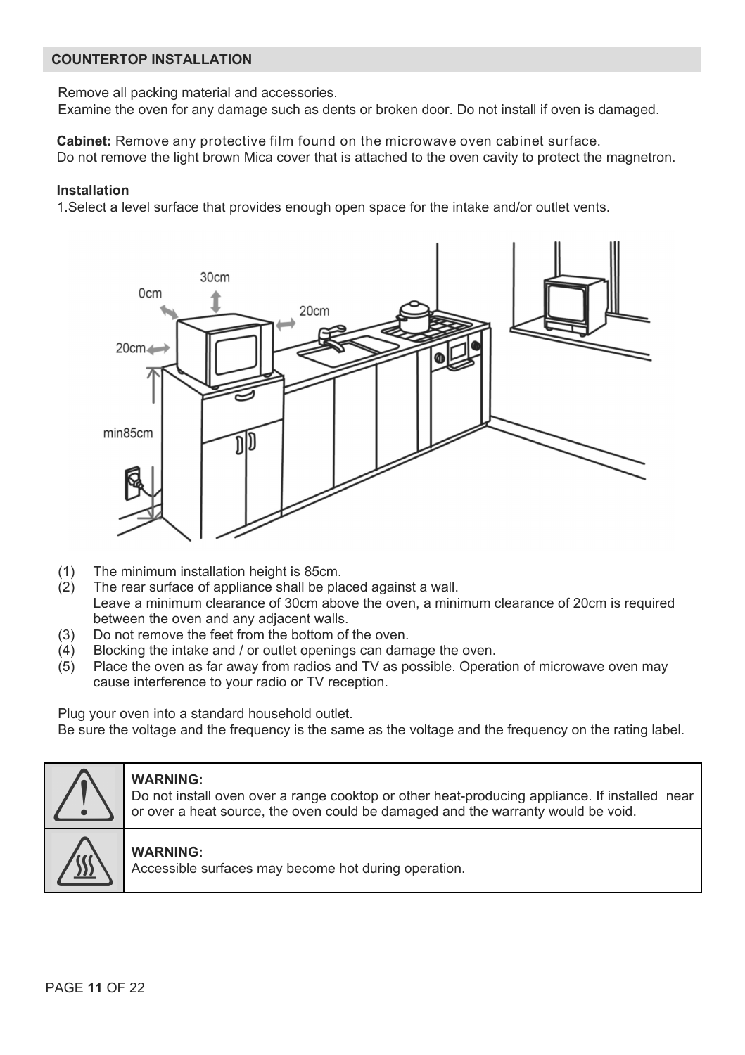## COUNTERTOP INSTALLATION

Remove all packing material and accessories.
Examine the oven for any damage such as dents or broken door. Do not install if oven is damaged.

**Cabinet:** Remove any protective film found on the microwave oven cabinet surface.
Do not remove the light brown Mica cover that is attached to the oven cavity to protect the magnetron.

**Installation**

1.Select a level surface that provides enough open space for the intake and/or outlet vents.

30cm
0cm
20cm
20cm
min85cm

(1) The minimum installation height is 85cm.
(2) The rear surface of appliance shall be placed against a wall.
Leave a minimum clearance of 30cm above the oven, a minimum clearance of 20cm is required between the oven and any adjacent walls.
(3) Do not remove the feet from the bottom of the oven.
(4) Blocking the intake and / or outlet openings can damage the oven.
(5) Place the oven as far away from radios and TV as possible. Operation of microwave oven may cause interference to your radio or TV reception.

Plug your oven into a standard household outlet.
Be sure the voltage and the frequency is the same as the voltage and the frequency on the rating label.

| | |
|---|---|
| ⚠ | **WARNING:** Do not install oven over a range cooktop or other heat-producing appliance. If installed near or over a heat source, the oven could be damaged and the warranty would be void. |
| ⚠ | **WARNING:** Accessible surfaces may become hot during operation. |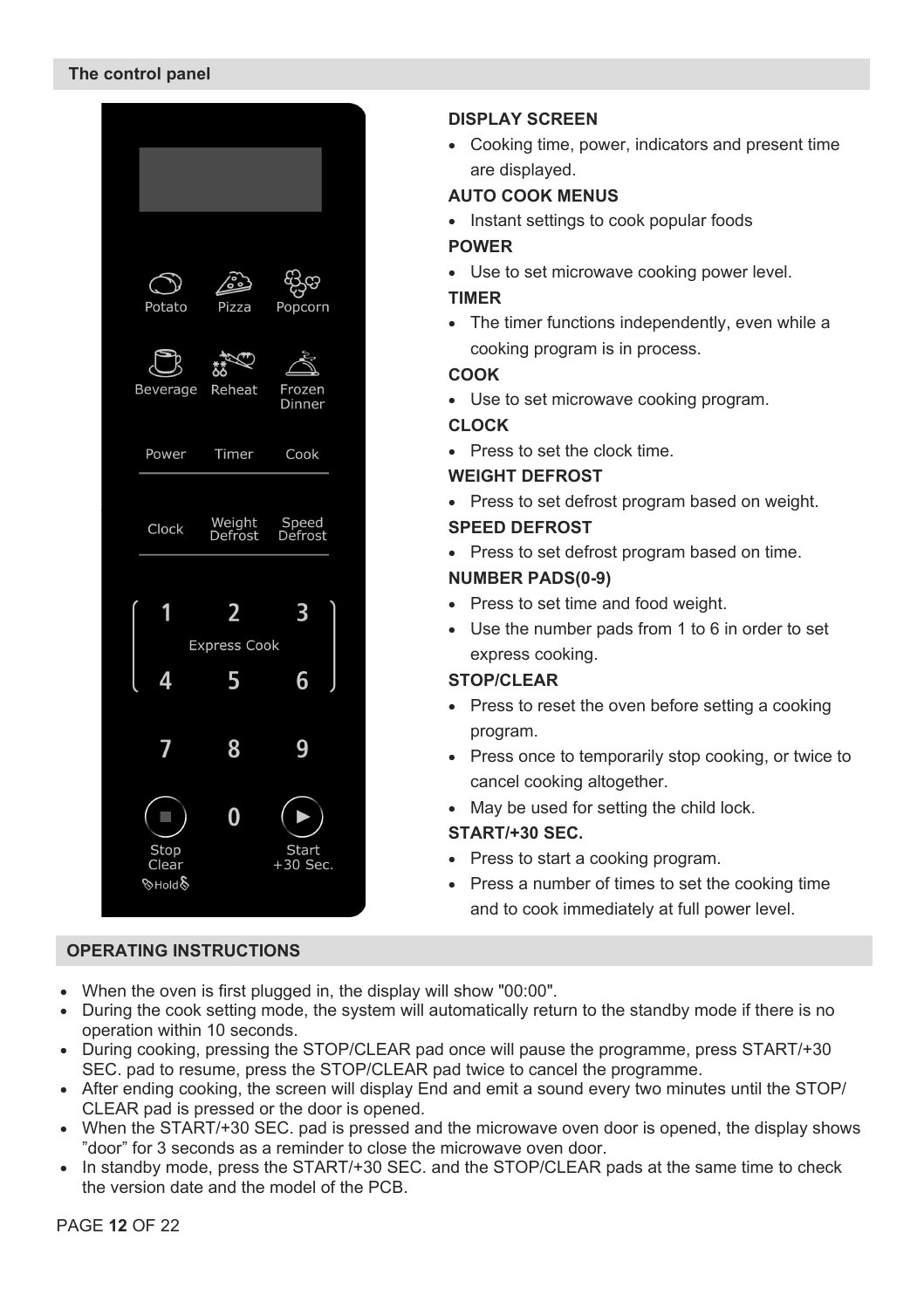## The control panel

Potato Pizza Popcorn

Beverage Reheat Frozen Dinner

Power Timer Cook

Clock Weight Defrost Speed Defrost

1 2 3
Express Cook
4 5 6

7 8 9

Stop Clear Hold 0 Start +30 Sec.

**DISPLAY SCREEN**

- Cooking time, power, indicators and present time are displayed.

**AUTO COOK MENUS**

- Instant settings to cook popular foods

**POWER**

- Use to set microwave cooking power level.

**TIMER**

- The timer functions independently, even while a cooking program is in process.

**COOK**

- Use to set microwave cooking program.

**CLOCK**

- Press to set the clock time.

**WEIGHT DEFROST**

- Press to set defrost program based on weight.

**SPEED DEFROST**

- Press to set defrost program based on time.

**NUMBER PADS(0-9)**

- Press to set time and food weight.
- Use the number pads from 1 to 6 in order to set express cooking.

**STOP/CLEAR**

- Press to reset the oven before setting a cooking program.
- Press once to temporarily stop cooking, or twice to cancel cooking altogether.
- May be used for setting the child lock.

**START/+30 SEC.**

- Press to start a cooking program.
- Press a number of times to set the cooking time and to cook immediately at full power level.

## OPERATING INSTRUCTIONS

- When the oven is first plugged in, the display will show "00:00".
- During the cook setting mode, the system will automatically return to the standby mode if there is no operation within 10 seconds.
- During cooking, pressing the STOP/CLEAR pad once will pause the programme, press START/+30 SEC. pad to resume, press the STOP/CLEAR pad twice to cancel the programme.
- After ending cooking, the screen will display End and emit a sound every two minutes until the STOP/ CLEAR pad is pressed or the door is opened.
- When the START/+30 SEC. pad is pressed and the microwave oven door is opened, the display shows "door" for 3 seconds as a reminder to close the microwave oven door.
- In standby mode, press the START/+30 SEC. and the STOP/CLEAR pads at the same time to check the version date and the model of the PCB.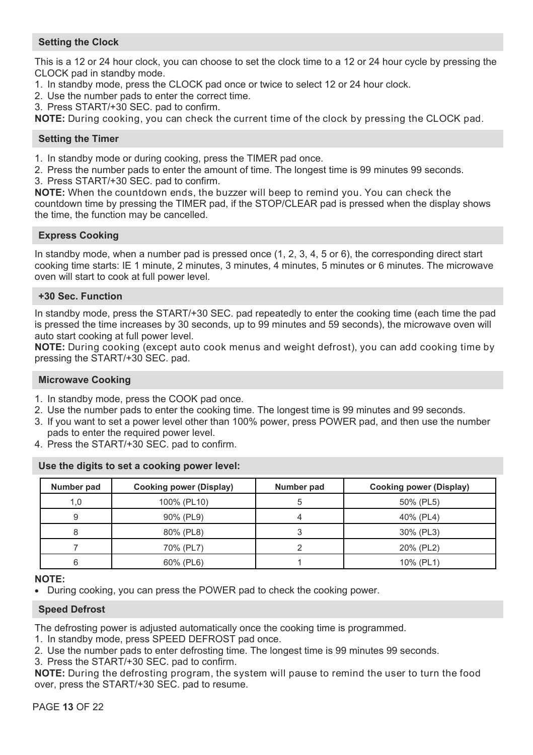## Setting the Clock

This is a 12 or 24 hour clock, you can choose to set the clock time to a 12 or 24 hour cycle by pressing the CLOCK pad in standby mode.

1. In standby mode, press the CLOCK pad once or twice to select 12 or 24 hour clock.
2. Use the number pads to enter the correct time.
3. Press START/+30 SEC. pad to confirm.

**NOTE:** During cooking, you can check the current time of the clock by pressing the CLOCK pad.

## Setting the Timer

1. In standby mode or during cooking, press the TIMER pad once.
2. Press the number pads to enter the amount of time. The longest time is 99 minutes 99 seconds.
3. Press START/+30 SEC. pad to confirm.

**NOTE:** When the countdown ends, the buzzer will beep to remind you. You can check the countdown time by pressing the TIMER pad, if the STOP/CLEAR pad is pressed when the display shows the time, the function may be cancelled.

## Express Cooking

In standby mode, when a number pad is pressed once (1, 2, 3, 4, 5 or 6), the corresponding direct start cooking time starts: IE 1 minute, 2 minutes, 3 minutes, 4 minutes, 5 minutes or 6 minutes. The microwave oven will start to cook at full power level.

## +30 Sec. Function

In standby mode, press the START/+30 SEC. pad repeatedly to enter the cooking time (each time the pad is pressed the time increases by 30 seconds, up to 99 minutes and 59 seconds), the microwave oven will auto start cooking at full power level.

**NOTE:** During cooking (except auto cook menus and weight defrost), you can add cooking time by pressing the START/+30 SEC. pad.

## Microwave Cooking

1. In standby mode, press the COOK pad once.
2. Use the number pads to enter the cooking time. The longest time is 99 minutes and 99 seconds.
3. If you want to set a power level other than 100% power, press POWER pad, and then use the number pads to enter the required power level.
4. Press the START/+30 SEC. pad to confirm.

## Use the digits to set a cooking power level:

| Number pad | Cooking power (Display) | Number pad | Cooking power (Display) |
|---|---|---|---|
| 1,0 | 100% (PL10) | 5 | 50% (PL5) |
| 9 | 90% (PL9) | 4 | 40% (PL4) |
| 8 | 80% (PL8) | 3 | 30% (PL3) |
| 7 | 70% (PL7) | 2 | 20% (PL2) |
| 6 | 60% (PL6) | 1 | 10% (PL1) |

**NOTE:**

- During cooking, you can press the POWER pad to check the cooking power.

## Speed Defrost

The defrosting power is adjusted automatically once the cooking time is programmed.

1. In standby mode, press SPEED DEFROST pad once.
2. Use the number pads to enter defrosting time. The longest time is 99 minutes 99 seconds.
3. Press the START/+30 SEC. pad to confirm.

**NOTE:** During the defrosting program, the system will pause to remind the user to turn the food over, press the START/+30 SEC. pad to resume.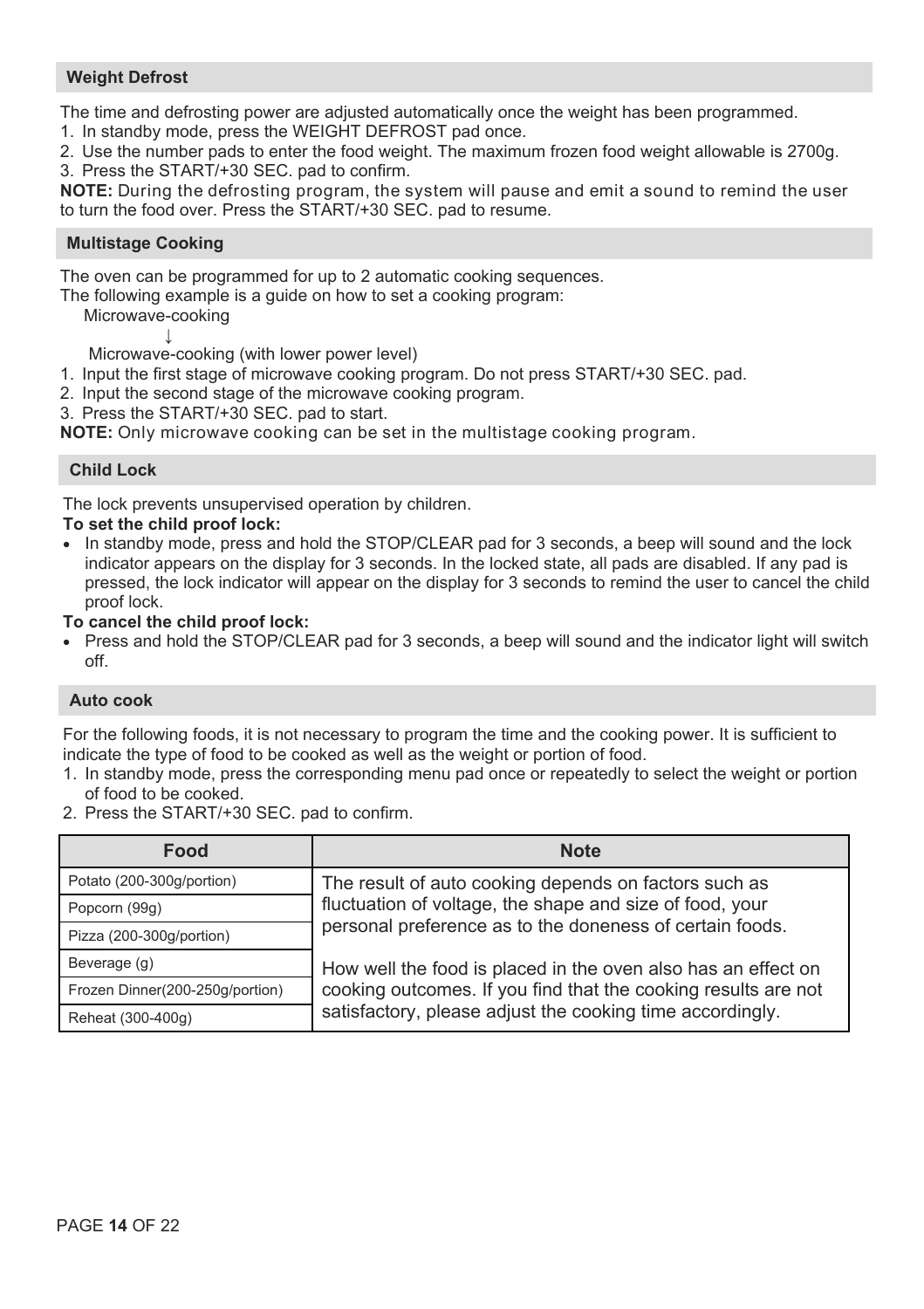## Weight Defrost

The time and defrosting power are adjusted automatically once the weight has been programmed.

1. In standby mode, press the WEIGHT DEFROST pad once.
2. Use the number pads to enter the food weight. The maximum frozen food weight allowable is 2700g.
3. Press the START/+30 SEC. pad to confirm.

**NOTE:** During the defrosting program, the system will pause and emit a sound to remind the user to turn the food over. Press the START/+30 SEC. pad to resume.

## Multistage Cooking

The oven can be programmed for up to 2 automatic cooking sequences.

The following example is a guide on how to set a cooking program:

Microwave-cooking

↓

Microwave-cooking (with lower power level)

1. Input the first stage of microwave cooking program. Do not press START/+30 SEC. pad.
2. Input the second stage of the microwave cooking program.
3. Press the START/+30 SEC. pad to start.

**NOTE:** Only microwave cooking can be set in the multistage cooking program.

## Child Lock

The lock prevents unsupervised operation by children.

**To set the child proof lock:**

- In standby mode, press and hold the STOP/CLEAR pad for 3 seconds, a beep will sound and the lock indicator appears on the display for 3 seconds. In the locked state, all pads are disabled. If any pad is pressed, the lock indicator will appear on the display for 3 seconds to remind the user to cancel the child proof lock.

**To cancel the child proof lock:**

- Press and hold the STOP/CLEAR pad for 3 seconds, a beep will sound and the indicator light will switch off.

## Auto cook

For the following foods, it is not necessary to program the time and the cooking power. It is sufficient to indicate the type of food to be cooked as well as the weight or portion of food.

1. In standby mode, press the corresponding menu pad once or repeatedly to select the weight or portion of food to be cooked.
2. Press the START/+30 SEC. pad to confirm.

| Food | Note |
| --- | --- |
| Potato (200-300g/portion) | The result of auto cooking depends on factors such as fluctuation of voltage, the shape and size of food, your personal preference as to the doneness of certain foods. How well the food is placed in the oven also has an effect on cooking outcomes. If you find that the cooking results are not satisfactory, please adjust the cooking time accordingly. |
| Popcorn (99g) | |
| Pizza (200-300g/portion) | |
| Beverage (g) | |
| Frozen Dinner(200-250g/portion) | |
| Reheat (300-400g) | |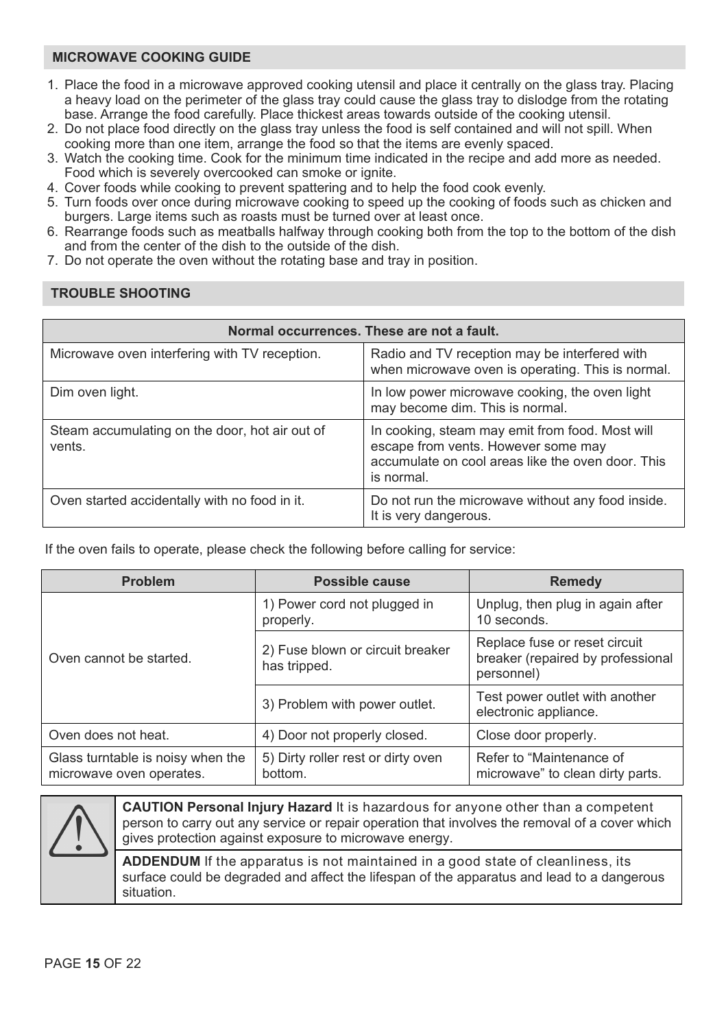## MICROWAVE COOKING GUIDE

1. Place the food in a microwave approved cooking utensil and place it centrally on the glass tray. Placing a heavy load on the perimeter of the glass tray could cause the glass tray to dislodge from the rotating base. Arrange the food carefully. Place thickest areas towards outside of the cooking utensil.
2. Do not place food directly on the glass tray unless the food is self contained and will not spill. When cooking more than one item, arrange the food so that the items are evenly spaced.
3. Watch the cooking time. Cook for the minimum time indicated in the recipe and add more as needed. Food which is severely overcooked can smoke or ignite.
4. Cover foods while cooking to prevent spattering and to help the food cook evenly.
5. Turn foods over once during microwave cooking to speed up the cooking of foods such as chicken and burgers. Large items such as roasts must be turned over at least once.
6. Rearrange foods such as meatballs halfway through cooking both from the top to the bottom of the dish and from the center of the dish to the outside of the dish.
7. Do not operate the oven without the rotating base and tray in position.

## TROUBLE SHOOTING

| Normal occurrences. These are not a fault. | |
|---|---|
| Microwave oven interfering with TV reception. | Radio and TV reception may be interfered with when microwave oven is operating. This is normal. |
| Dim oven light. | In low power microwave cooking, the oven light may become dim. This is normal. |
| Steam accumulating on the door, hot air out of vents. | In cooking, steam may emit from food. Most will escape from vents. However some may accumulate on cool areas like the oven door. This is normal. |
| Oven started accidentally with no food in it. | Do not run the microwave without any food inside. It is very dangerous. |

If the oven fails to operate, please check the following before calling for service:

| Problem | Possible cause | Remedy |
|---|---|---|
| Oven cannot be started. | 1) Power cord not plugged in properly. | Unplug, then plug in again after 10 seconds. |
| | 2) Fuse blown or circuit breaker has tripped. | Replace fuse or reset circuit breaker (repaired by professional personnel) |
| | 3) Problem with power outlet. | Test power outlet with another electronic appliance. |
| Oven does not heat. | 4) Door not properly closed. | Close door properly. |
| Glass turntable is noisy when the microwave oven operates. | 5) Dirty roller rest or dirty oven bottom. | Refer to “Maintenance of microwave” to clean dirty parts. |

**CAUTION Personal Injury Hazard** It is hazardous for anyone other than a competent person to carry out any service or repair operation that involves the removal of a cover which gives protection against exposure to microwave energy.

**ADDENDUM** If the apparatus is not maintained in a good state of cleanliness, its surface could be degraded and affect the lifespan of the apparatus and lead to a dangerous situation.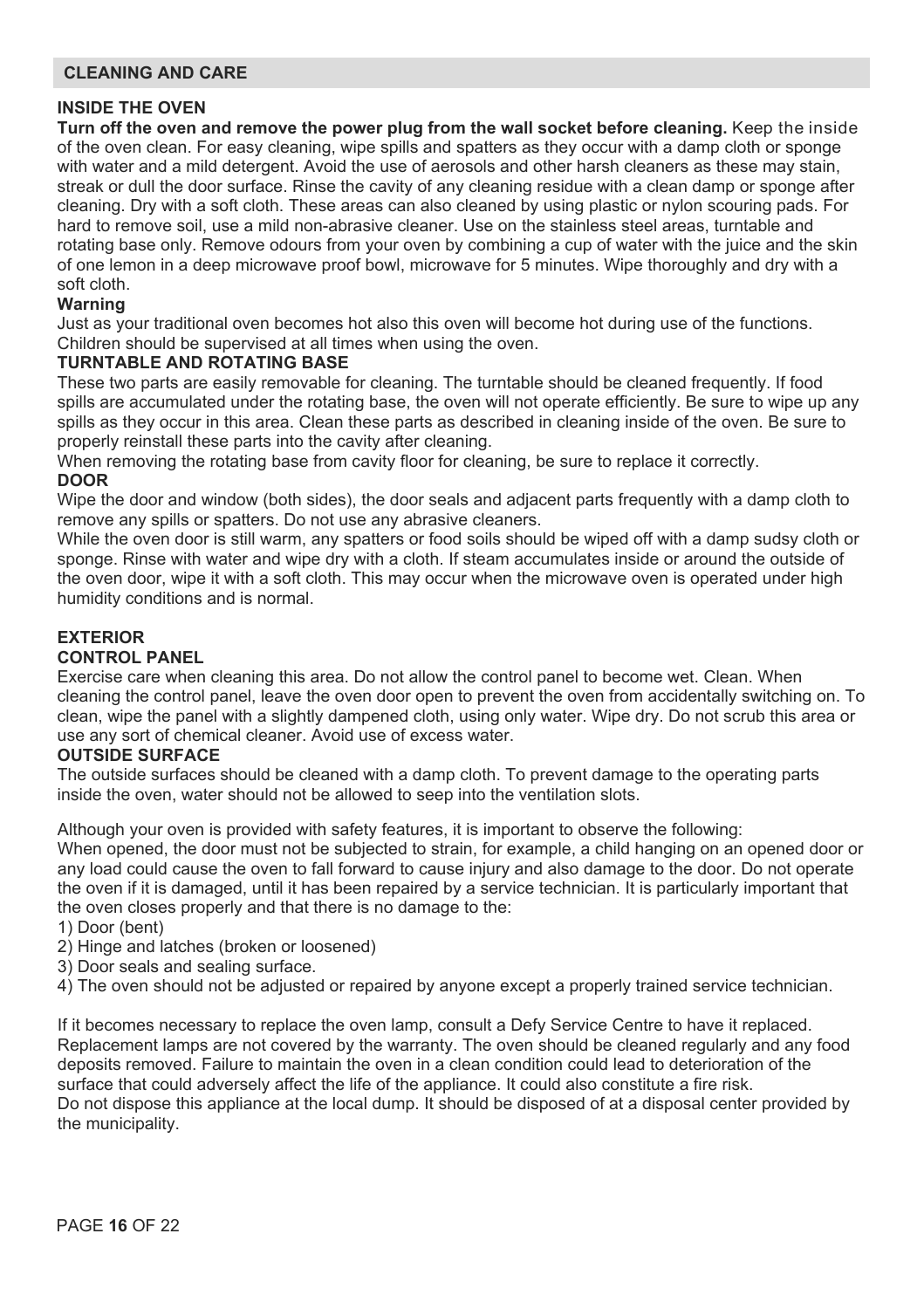## CLEANING AND CARE

### INSIDE THE OVEN

**Turn off the oven and remove the power plug from the wall socket before cleaning.** Keep the inside of the oven clean. For easy cleaning, wipe spills and spatters as they occur with a damp cloth or sponge with water and a mild detergent. Avoid the use of aerosols and other harsh cleaners as these may stain, streak or dull the door surface. Rinse the cavity of any cleaning residue with a clean damp or sponge after cleaning. Dry with a soft cloth. These areas can also cleaned by using plastic or nylon scouring pads. For hard to remove soil, use a mild non-abrasive cleaner. Use on the stainless steel areas, turntable and rotating base only. Remove odours from your oven by combining a cup of water with the juice and the skin of one lemon in a deep microwave proof bowl, microwave for 5 minutes. Wipe thoroughly and dry with a soft cloth.

**Warning**

Just as your traditional oven becomes hot also this oven will become hot during use of the functions. Children should be supervised at all times when using the oven.

### TURNTABLE AND ROTATING BASE

These two parts are easily removable for cleaning. The turntable should be cleaned frequently. If food spills are accumulated under the rotating base, the oven will not operate efficiently. Be sure to wipe up any spills as they occur in this area. Clean these parts as described in cleaning inside of the oven. Be sure to properly reinstall these parts into the cavity after cleaning.

When removing the rotating base from cavity floor for cleaning, be sure to replace it correctly.

### DOOR

Wipe the door and window (both sides), the door seals and adjacent parts frequently with a damp cloth to remove any spills or spatters. Do not use any abrasive cleaners.

While the oven door is still warm, any spatters or food soils should be wiped off with a damp sudsy cloth or sponge. Rinse with water and wipe dry with a cloth. If steam accumulates inside or around the outside of the oven door, wipe it with a soft cloth. This may occur when the microwave oven is operated under high humidity conditions and is normal.

### EXTERIOR

### CONTROL PANEL

Exercise care when cleaning this area. Do not allow the control panel to become wet. Clean. When cleaning the control panel, leave the oven door open to prevent the oven from accidentally switching on. To clean, wipe the panel with a slightly dampened cloth, using only water. Wipe dry. Do not scrub this area or use any sort of chemical cleaner. Avoid use of excess water.

### OUTSIDE SURFACE

The outside surfaces should be cleaned with a damp cloth. To prevent damage to the operating parts inside the oven, water should not be allowed to seep into the ventilation slots.

Although your oven is provided with safety features, it is important to observe the following:

When opened, the door must not be subjected to strain, for example, a child hanging on an opened door or any load could cause the oven to fall forward to cause injury and also damage to the door. Do not operate the oven if it is damaged, until it has been repaired by a service technician. It is particularly important that the oven closes properly and that there is no damage to the:

1) Door (bent)
2) Hinge and latches (broken or loosened)
3) Door seals and sealing surface.
4) The oven should not be adjusted or repaired by anyone except a properly trained service technician.

If it becomes necessary to replace the oven lamp, consult a Defy Service Centre to have it replaced. Replacement lamps are not covered by the warranty. The oven should be cleaned regularly and any food deposits removed. Failure to maintain the oven in a clean condition could lead to deterioration of the surface that could adversely affect the life of the appliance. It could also constitute a fire risk.

Do not dispose this appliance at the local dump. It should be disposed of at a disposal center provided by the municipality.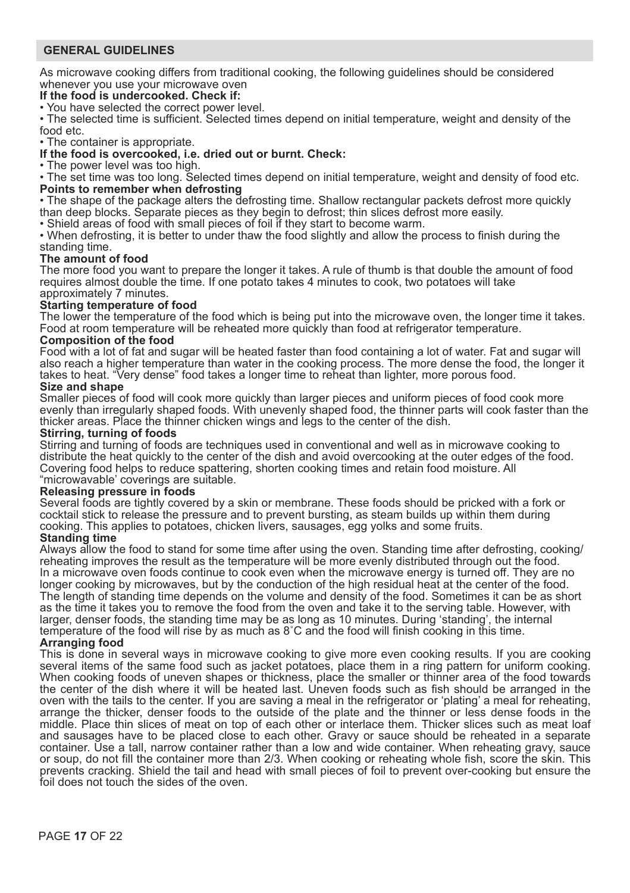## GENERAL GUIDELINES

As microwave cooking differs from traditional cooking, the following guidelines should be considered whenever you use your microwave oven

**If the food is undercooked. Check if:**

- You have selected the correct power level.
- The selected time is sufficient. Selected times depend on initial temperature, weight and density of the food etc.
- The container is appropriate.

**If the food is overcooked, i.e. dried out or burnt. Check:**

- The power level was too high.
- The set time was too long. Selected times depend on initial temperature, weight and density of food etc.

**Points to remember when defrosting**

- The shape of the package alters the defrosting time. Shallow rectangular packets defrost more quickly than deep blocks. Separate pieces as they begin to defrost; thin slices defrost more easily.
- Shield areas of food with small pieces of foil if they start to become warm.
- When defrosting, it is better to under thaw the food slightly and allow the process to finish during the standing time.

**The amount of food**

The more food you want to prepare the longer it takes. A rule of thumb is that double the amount of food requires almost double the time. If one potato takes 4 minutes to cook, two potatoes will take approximately 7 minutes.

**Starting temperature of food**

The lower the temperature of the food which is being put into the microwave oven, the longer time it takes. Food at room temperature will be reheated more quickly than food at refrigerator temperature.

**Composition of the food**

Food with a lot of fat and sugar will be heated faster than food containing a lot of water. Fat and sugar will also reach a higher temperature than water in the cooking process. The more dense the food, the longer it takes to heat. "Very dense" food takes a longer time to reheat than lighter, more porous food.

**Size and shape**

Smaller pieces of food will cook more quickly than larger pieces and uniform pieces of food cook more evenly than irregularly shaped foods. With unevenly shaped food, the thinner parts will cook faster than the thicker areas. Place the thinner chicken wings and legs to the center of the dish.

**Stirring, turning of foods**

Stirring and turning of foods are techniques used in conventional and well as in microwave cooking to distribute the heat quickly to the center of the dish and avoid overcooking at the outer edges of the food. Covering food helps to reduce spattering, shorten cooking times and retain food moisture. All "microwavable' coverings are suitable.

**Releasing pressure in foods**

Several foods are tightly covered by a skin or membrane. These foods should be pricked with a fork or cocktail stick to release the pressure and to prevent bursting, as steam builds up within them during cooking. This applies to potatoes, chicken livers, sausages, egg yolks and some fruits.

**Standing time**

Always allow the food to stand for some time after using the oven. Standing time after defrosting, cooking/ reheating improves the result as the temperature will be more evenly distributed through out the food. In a microwave oven foods continue to cook even when the microwave energy is turned off. They are no longer cooking by microwaves, but by the conduction of the high residual heat at the center of the food. The length of standing time depends on the volume and density of the food. Sometimes it can be as short as the time it takes you to remove the food from the oven and take it to the serving table. However, with larger, denser foods, the standing time may be as long as 10 minutes. During 'standing', the internal temperature of the food will rise by as much as 8˚C and the food will finish cooking in this time.

**Arranging food**

This is done in several ways in microwave cooking to give more even cooking results. If you are cooking several items of the same food such as jacket potatoes, place them in a ring pattern for uniform cooking. When cooking foods of uneven shapes or thickness, place the smaller or thinner area of the food towards the center of the dish where it will be heated last. Uneven foods such as fish should be arranged in the oven with the tails to the center. If you are saving a meal in the refrigerator or 'plating' a meal for reheating, arrange the thicker, denser foods to the outside of the plate and the thinner or less dense foods in the middle. Place thin slices of meat on top of each other or interlace them. Thicker slices such as meat loaf and sausages have to be placed close to each other. Gravy or sauce should be reheated in a separate container. Use a tall, narrow container rather than a low and wide container. When reheating gravy, sauce or soup, do not fill the container more than 2/3. When cooking or reheating whole fish, score the skin. This prevents cracking. Shield the tail and head with small pieces of foil to prevent over-cooking but ensure the foil does not touch the sides of the oven.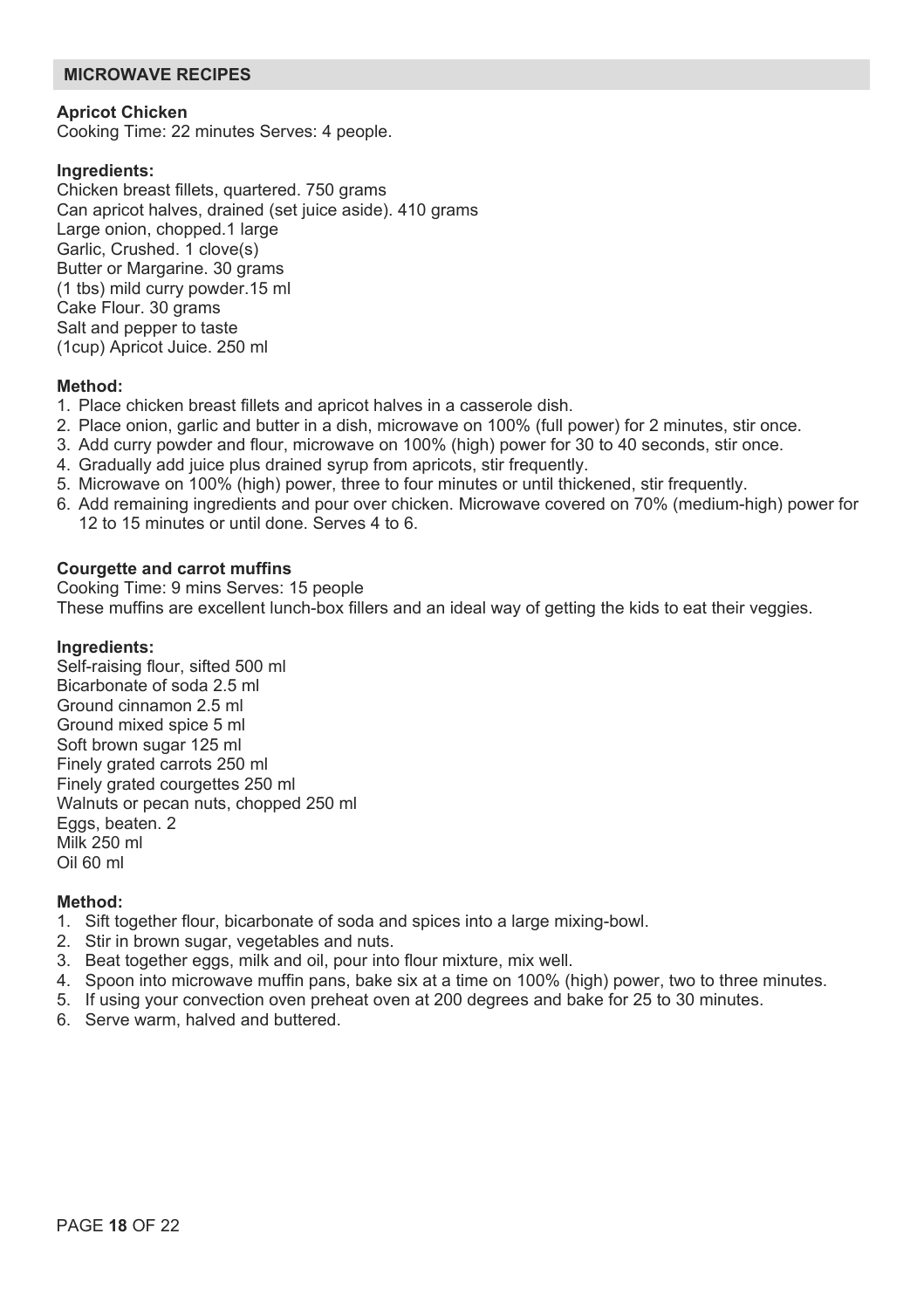## MICROWAVE RECIPES

### Apricot Chicken

Cooking Time: 22 minutes Serves: 4 people.

**Ingredients:**

Chicken breast fillets, quartered. 750 grams
Can apricot halves, drained (set juice aside). 410 grams
Large onion, chopped.1 large
Garlic, Crushed. 1 clove(s)
Butter or Margarine. 30 grams
(1 tbs) mild curry powder.15 ml
Cake Flour. 30 grams
Salt and pepper to taste
(1cup) Apricot Juice. 250 ml

**Method:**

1. Place chicken breast fillets and apricot halves in a casserole dish.
2. Place onion, garlic and butter in a dish, microwave on 100% (full power) for 2 minutes, stir once.
3. Add curry powder and flour, microwave on 100% (high) power for 30 to 40 seconds, stir once.
4. Gradually add juice plus drained syrup from apricots, stir frequently.
5. Microwave on 100% (high) power, three to four minutes or until thickened, stir frequently.
6. Add remaining ingredients and pour over chicken. Microwave covered on 70% (medium-high) power for 12 to 15 minutes or until done. Serves 4 to 6.

### Courgette and carrot muffins

Cooking Time: 9 mins Serves: 15 people
These muffins are excellent lunch-box fillers and an ideal way of getting the kids to eat their veggies.

**Ingredients:**

Self-raising flour, sifted 500 ml
Bicarbonate of soda 2.5 ml
Ground cinnamon 2.5 ml
Ground mixed spice 5 ml
Soft brown sugar 125 ml
Finely grated carrots 250 ml
Finely grated courgettes 250 ml
Walnuts or pecan nuts, chopped 250 ml
Eggs, beaten. 2
Milk 250 ml
Oil 60 ml

**Method:**

1. Sift together flour, bicarbonate of soda and spices into a large mixing-bowl.
2. Stir in brown sugar, vegetables and nuts.
3. Beat together eggs, milk and oil, pour into flour mixture, mix well.
4. Spoon into microwave muffin pans, bake six at a time on 100% (high) power, two to three minutes.
5. If using your convection oven preheat oven at 200 degrees and bake for 25 to 30 minutes.
6. Serve warm, halved and buttered.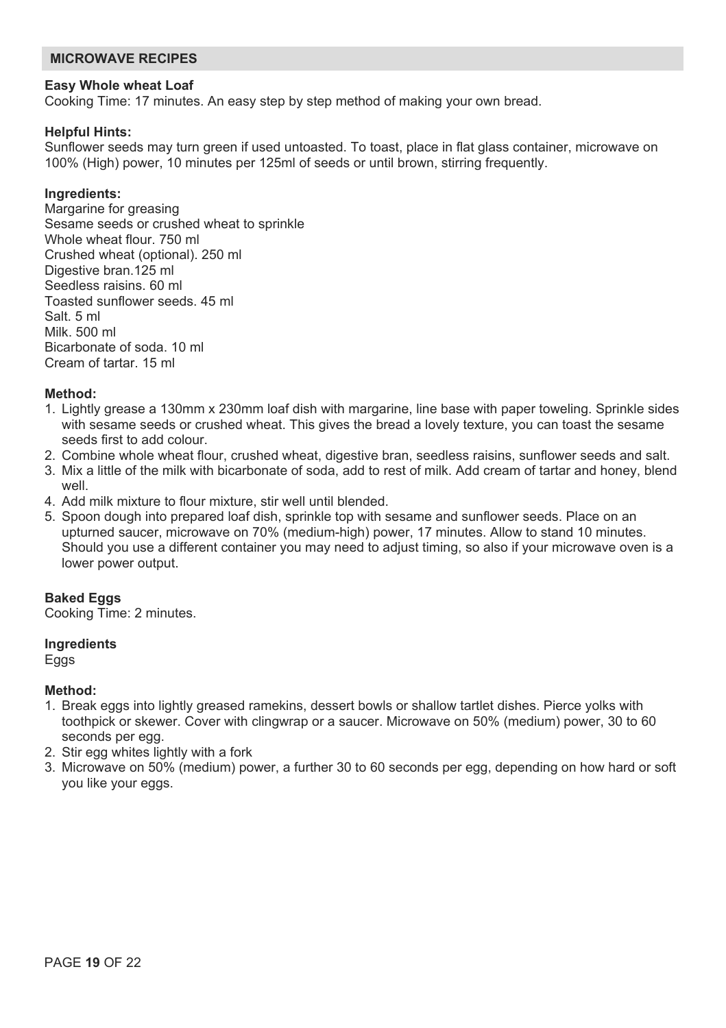## MICROWAVE RECIPES

### Easy Whole wheat Loaf

Cooking Time: 17 minutes. An easy step by step method of making your own bread.

**Helpful Hints:**

Sunflower seeds may turn green if used untoasted. To toast, place in flat glass container, microwave on 100% (High) power, 10 minutes per 125ml of seeds or until brown, stirring frequently.

**Ingredients:**

Margarine for greasing
Sesame seeds or crushed wheat to sprinkle
Whole wheat flour. 750 ml
Crushed wheat (optional). 250 ml
Digestive bran.125 ml
Seedless raisins. 60 ml
Toasted sunflower seeds. 45 ml
Salt. 5 ml
Milk. 500 ml
Bicarbonate of soda. 10 ml
Cream of tartar. 15 ml

**Method:**

1. Lightly grease a 130mm x 230mm loaf dish with margarine, line base with paper toweling. Sprinkle sides with sesame seeds or crushed wheat. This gives the bread a lovely texture, you can toast the sesame seeds first to add colour.
2. Combine whole wheat flour, crushed wheat, digestive bran, seedless raisins, sunflower seeds and salt.
3. Mix a little of the milk with bicarbonate of soda, add to rest of milk. Add cream of tartar and honey, blend well.
4. Add milk mixture to flour mixture, stir well until blended.
5. Spoon dough into prepared loaf dish, sprinkle top with sesame and sunflower seeds. Place on an upturned saucer, microwave on 70% (medium-high) power, 17 minutes. Allow to stand 10 minutes. Should you use a different container you may need to adjust timing, so also if your microwave oven is a lower power output.

### Baked Eggs

Cooking Time: 2 minutes.

**Ingredients**

Eggs

**Method:**

1. Break eggs into lightly greased ramekins, dessert bowls or shallow tartlet dishes. Pierce yolks with toothpick or skewer. Cover with clingwrap or a saucer. Microwave on 50% (medium) power, 30 to 60 seconds per egg.
2. Stir egg whites lightly with a fork
3. Microwave on 50% (medium) power, a further 30 to 60 seconds per egg, depending on how hard or soft you like your eggs.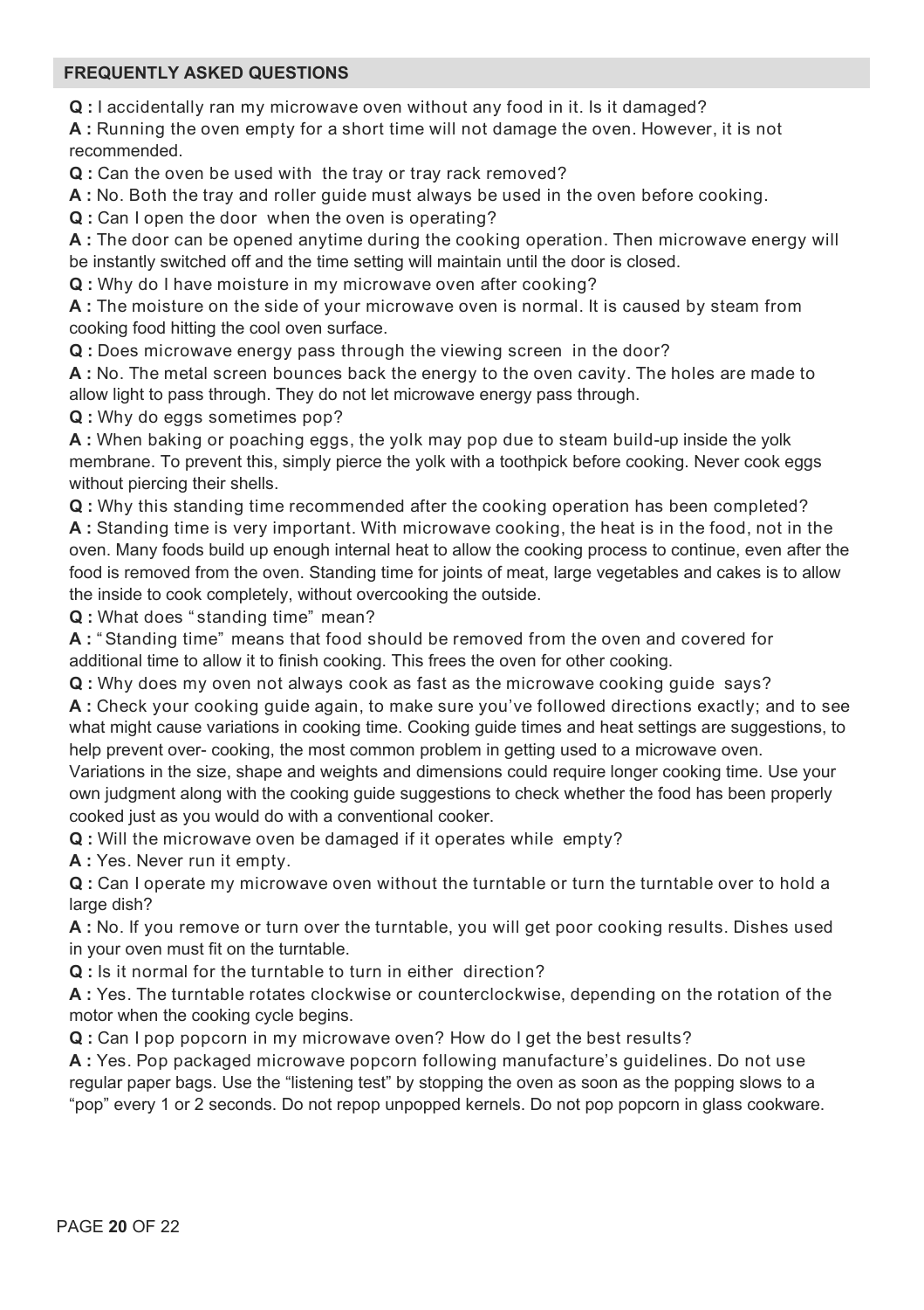## FREQUENTLY ASKED QUESTIONS

**Q :** I accidentally ran my microwave oven without any food in it. Is it damaged?

**A :** Running the oven empty for a short time will not damage the oven. However, it is not recommended.

**Q :** Can the oven be used with the tray or tray rack removed?

**A :** No. Both the tray and roller guide must always be used in the oven before cooking.

**Q :** Can I open the door when the oven is operating?

**A :** The door can be opened anytime during the cooking operation. Then microwave energy will be instantly switched off and the time setting will maintain until the door is closed.

**Q :** Why do I have moisture in my microwave oven after cooking?

**A :** The moisture on the side of your microwave oven is normal. It is caused by steam from cooking food hitting the cool oven surface.

**Q :** Does microwave energy pass through the viewing screen in the door?

**A :** No. The metal screen bounces back the energy to the oven cavity. The holes are made to allow light to pass through. They do not let microwave energy pass through.

**Q :** Why do eggs sometimes pop?

**A :** When baking or poaching eggs, the yolk may pop due to steam build-up inside the yolk membrane. To prevent this, simply pierce the yolk with a toothpick before cooking. Never cook eggs without piercing their shells.

**Q :** Why this standing time recommended after the cooking operation has been completed?

**A :** Standing time is very important. With microwave cooking, the heat is in the food, not in the oven. Many foods build up enough internal heat to allow the cooking process to continue, even after the food is removed from the oven. Standing time for joints of meat, large vegetables and cakes is to allow the inside to cook completely, without overcooking the outside.

**Q :** What does "standing time" mean?

**A :** "Standing time" means that food should be removed from the oven and covered for additional time to allow it to finish cooking. This frees the oven for other cooking.

**Q :** Why does my oven not always cook as fast as the microwave cooking guide says?

**A :** Check your cooking guide again, to make sure you've followed directions exactly; and to see what might cause variations in cooking time. Cooking guide times and heat settings are suggestions, to help prevent over- cooking, the most common problem in getting used to a microwave oven. Variations in the size, shape and weights and dimensions could require longer cooking time. Use your own judgment along with the cooking guide suggestions to check whether the food has been properly cooked just as you would do with a conventional cooker.

**Q :** Will the microwave oven be damaged if it operates while empty?

**A :** Yes. Never run it empty.

**Q :** Can I operate my microwave oven without the turntable or turn the turntable over to hold a large dish?

**A :** No. If you remove or turn over the turntable, you will get poor cooking results. Dishes used in your oven must fit on the turntable.

**Q :** Is it normal for the turntable to turn in either direction?

**A :** Yes. The turntable rotates clockwise or counterclockwise, depending on the rotation of the motor when the cooking cycle begins.

**Q :** Can I pop popcorn in my microwave oven? How do I get the best results?

**A :** Yes. Pop packaged microwave popcorn following manufacture's guidelines. Do not use regular paper bags. Use the "listening test" by stopping the oven as soon as the popping slows to a "pop" every 1 or 2 seconds. Do not repop unpopped kernels. Do not pop popcorn in glass cookware.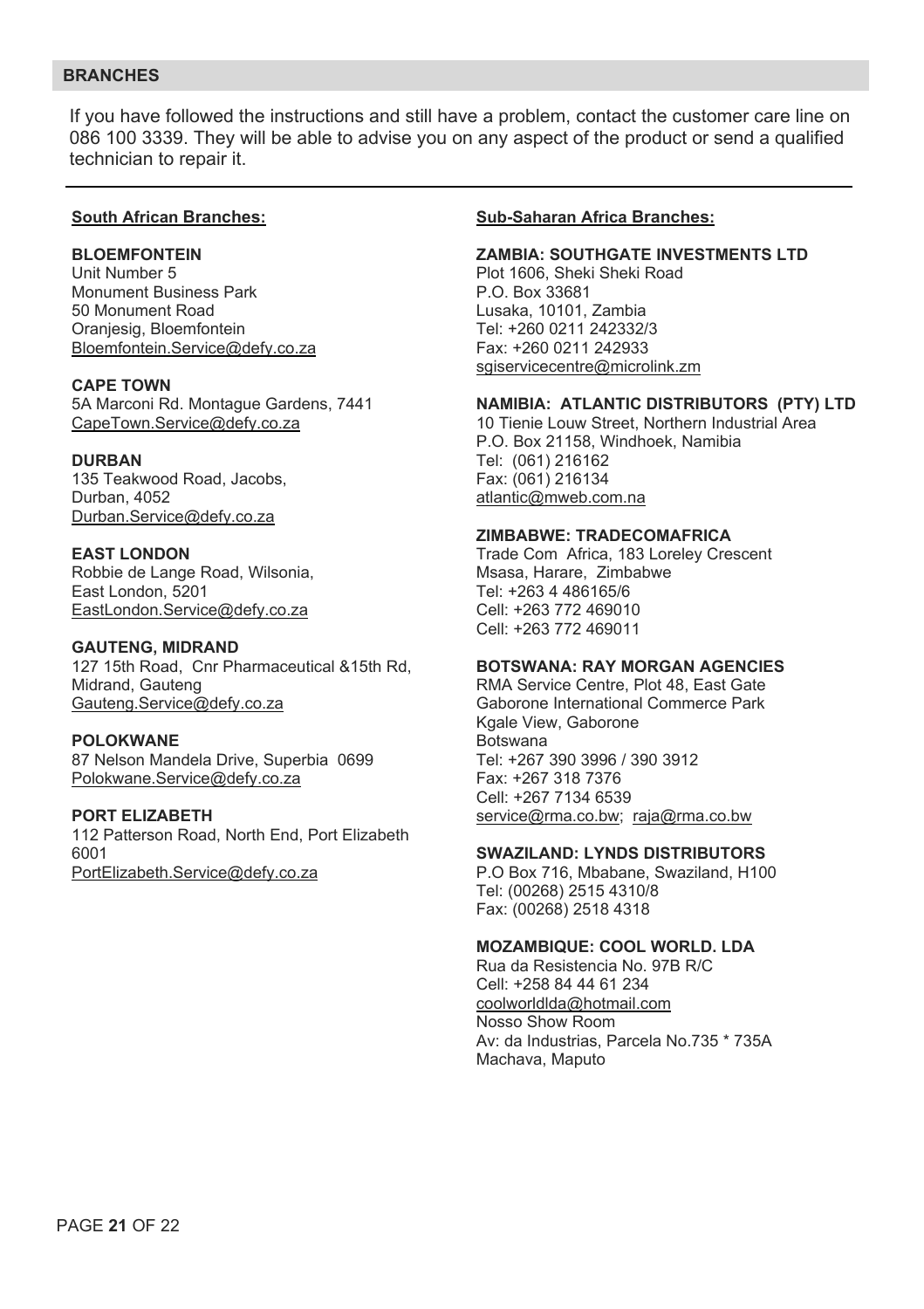## BRANCHES

If you have followed the instructions and still have a problem, contact the customer care line on 086 100 3339. They will be able to advise you on any aspect of the product or send a qualified technician to repair it.

---

### South African Branches:

**BLOEMFONTEIN**
Unit Number 5
Monument Business Park
50 Monument Road
Oranjesig, Bloemfontein
Bloemfontein.Service@defy.co.za

**CAPE TOWN**
5A Marconi Rd. Montague Gardens, 7441
CapeTown.Service@defy.co.za

**DURBAN**
135 Teakwood Road, Jacobs,
Durban, 4052
Durban.Service@defy.co.za

**EAST LONDON**
Robbie de Lange Road, Wilsonia,
East London, 5201
EastLondon.Service@defy.co.za

**GAUTENG, MIDRAND**
127 15th Road, Cnr Pharmaceutical &15th Rd,
Midrand, Gauteng
Gauteng.Service@defy.co.za

**POLOKWANE**
87 Nelson Mandela Drive, Superbia 0699
Polokwane.Service@defy.co.za

**PORT ELIZABETH**
112 Patterson Road, North End, Port Elizabeth
6001
PortElizabeth.Service@defy.co.za

### Sub-Saharan Africa Branches:

**ZAMBIA: SOUTHGATE INVESTMENTS LTD**
Plot 1606, Sheki Sheki Road
P.O. Box 33681
Lusaka, 10101, Zambia
Tel: +260 0211 242332/3
Fax: +260 0211 242933
sgiservicecentre@microlink.zm

**NAMIBIA: ATLANTIC DISTRIBUTORS (PTY) LTD**
10 Tienie Louw Street, Northern Industrial Area
P.O. Box 21158, Windhoek, Namibia
Tel: (061) 216162
Fax: (061) 216134
atlantic@mweb.com.na

**ZIMBABWE: TRADECOMAFRICA**
Trade Com Africa, 183 Loreley Crescent
Msasa, Harare, Zimbabwe
Tel: +263 4 486165/6
Cell: +263 772 469010
Cell: +263 772 469011

**BOTSWANA: RAY MORGAN AGENCIES**
RMA Service Centre, Plot 48, East Gate
Gaborone International Commerce Park
Kgale View, Gaborone
Botswana
Tel: +267 390 3996 / 390 3912
Fax: +267 318 7376
Cell: +267 7134 6539
service@rma.co.bw; raja@rma.co.bw

**SWAZILAND: LYNDS DISTRIBUTORS**
P.O Box 716, Mbabane, Swaziland, H100
Tel: (00268) 2515 4310/8
Fax: (00268) 2518 4318

**MOZAMBIQUE: COOL WORLD. LDA**
Rua da Resistencia No. 97B R/C
Cell: +258 84 44 61 234
coolworldlda@hotmail.com
Nosso Show Room
Av: da Industrias, Parcela No.735 * 735A
Machava, Maputo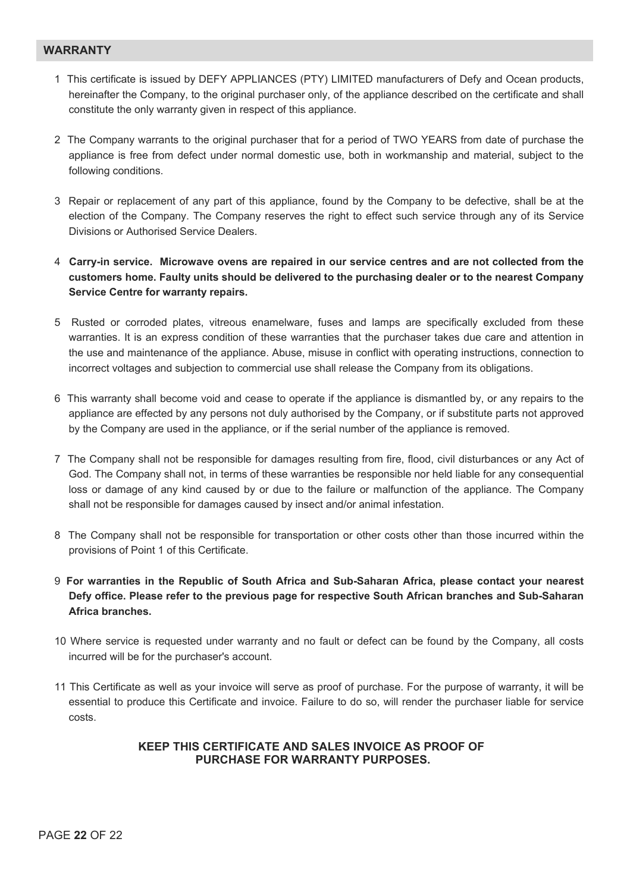## WARRANTY

1. This certificate is issued by DEFY APPLIANCES (PTY) LIMITED manufacturers of Defy and Ocean products, hereinafter the Company, to the original purchaser only, of the appliance described on the certificate and shall constitute the only warranty given in respect of this appliance.

2. The Company warrants to the original purchaser that for a period of TWO YEARS from date of purchase the appliance is free from defect under normal domestic use, both in workmanship and material, subject to the following conditions.

3. Repair or replacement of any part of this appliance, found by the Company to be defective, shall be at the election of the Company. The Company reserves the right to effect such service through any of its Service Divisions or Authorised Service Dealers.

4. **Carry-in service. Microwave ovens are repaired in our service centres and are not collected from the customers home. Faulty units should be delivered to the purchasing dealer or to the nearest Company Service Centre for warranty repairs.**

5. Rusted or corroded plates, vitreous enamelware, fuses and lamps are specifically excluded from these warranties. It is an express condition of these warranties that the purchaser takes due care and attention in the use and maintenance of the appliance. Abuse, misuse in conflict with operating instructions, connection to incorrect voltages and subjection to commercial use shall release the Company from its obligations.

6. This warranty shall become void and cease to operate if the appliance is dismantled by, or any repairs to the appliance are effected by any persons not duly authorised by the Company, or if substitute parts not approved by the Company are used in the appliance, or if the serial number of the appliance is removed.

7. The Company shall not be responsible for damages resulting from fire, flood, civil disturbances or any Act of God. The Company shall not, in terms of these warranties be responsible nor held liable for any consequential loss or damage of any kind caused by or due to the failure or malfunction of the appliance. The Company shall not be responsible for damages caused by insect and/or animal infestation.

8. The Company shall not be responsible for transportation or other costs other than those incurred within the provisions of Point 1 of this Certificate.

9. **For warranties in the Republic of South Africa and Sub-Saharan Africa, please contact your nearest Defy office. Please refer to the previous page for respective South African branches and Sub-Saharan Africa branches.**

10. Where service is requested under warranty and no fault or defect can be found by the Company, all costs incurred will be for the purchaser's account.

11. This Certificate as well as your invoice will serve as proof of purchase. For the purpose of warranty, it will be essential to produce this Certificate and invoice. Failure to do so, will render the purchaser liable for service costs.

**KEEP THIS CERTIFICATE AND SALES INVOICE AS PROOF OF PURCHASE FOR WARRANTY PURPOSES.**